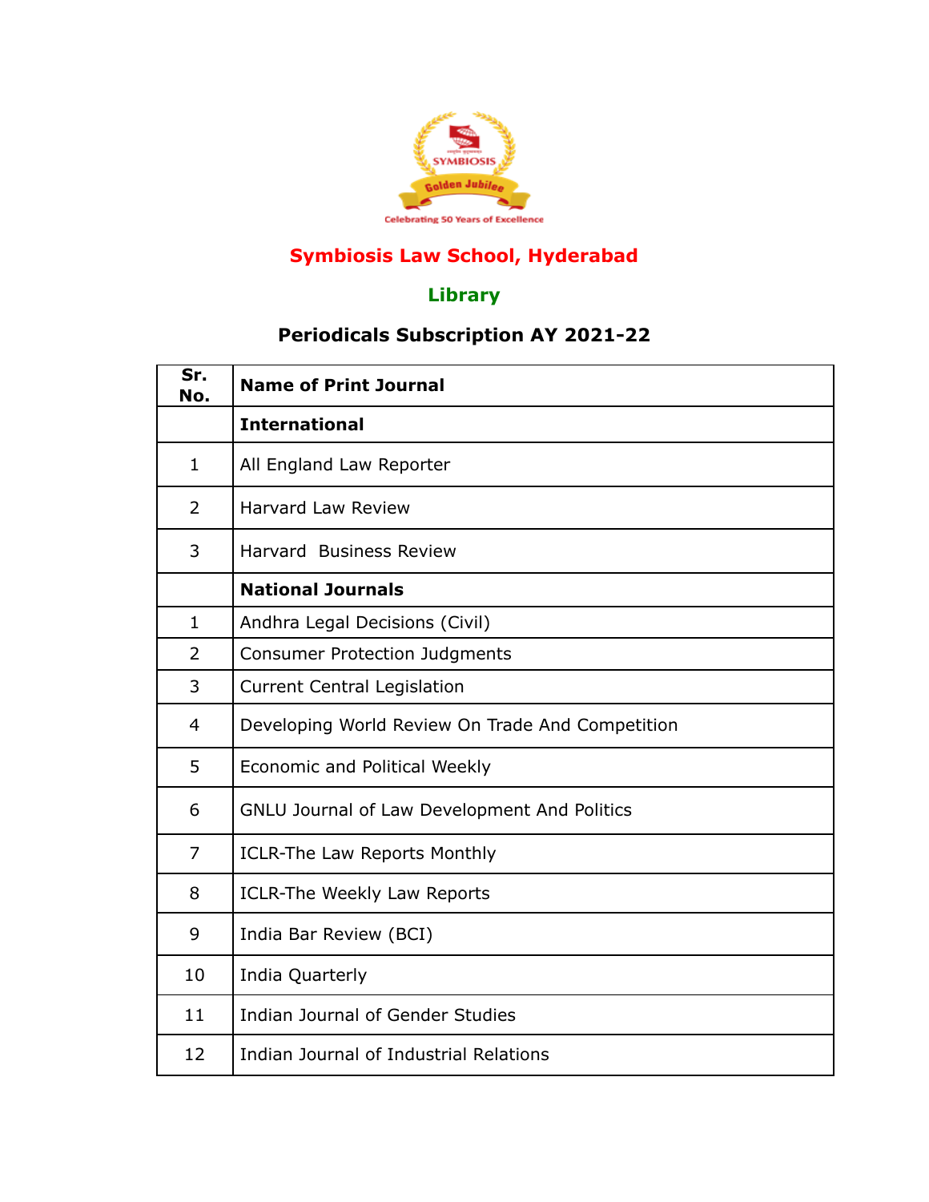# Symbiosis Law School, Hyderabad

## Library

### Periodicals Subscription AY 2021-22

| Sr. No. | Name of Print Journal |
|---|---|
| | **International** |
| 1 | All England Law Reporter |
| 2 | Harvard Law Review |
| 3 | Harvard Business Review |
| | **National Journals** |
| 1 | Andhra Legal Decisions (Civil) |
| 2 | Consumer Protection Judgments |
| 3 | Current Central Legislation |
| 4 | Developing World Review On Trade And Competition |
| 5 | Economic and Political Weekly |
| 6 | GNLU Journal of Law Development And Politics |
| 7 | ICLR-The Law Reports Monthly |
| 8 | ICLR-The Weekly Law Reports |
| 9 | India Bar Review (BCI) |
| 10 | India Quarterly |
| 11 | Indian Journal of Gender Studies |
| 12 | Indian Journal of Industrial Relations |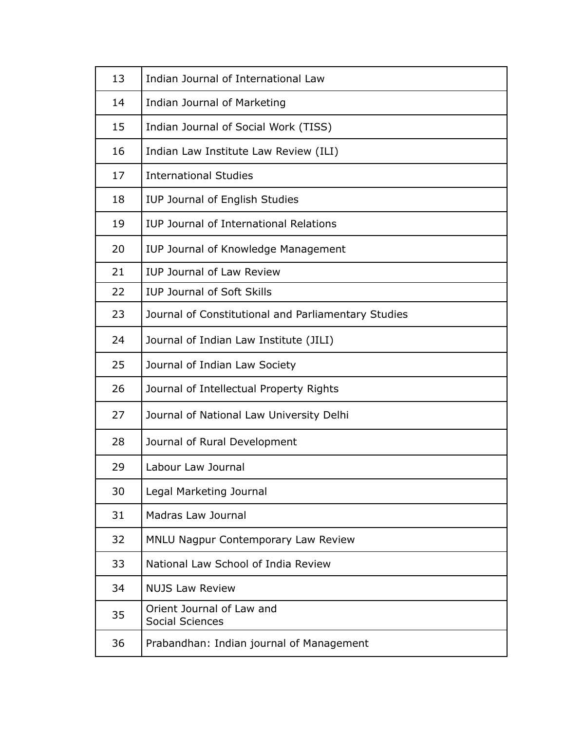| | |
|---|---|
| 13 | Indian Journal of International Law |
| 14 | Indian Journal of Marketing |
| 15 | Indian Journal of Social Work (TISS) |
| 16 | Indian Law Institute Law Review (ILI) |
| 17 | International Studies |
| 18 | IUP Journal of English Studies |
| 19 | IUP Journal of International Relations |
| 20 | IUP Journal of Knowledge Management |
| 21 | IUP Journal of Law Review |
| 22 | IUP Journal of Soft Skills |
| 23 | Journal of Constitutional and Parliamentary Studies |
| 24 | Journal of Indian Law Institute (JILI) |
| 25 | Journal of Indian Law Society |
| 26 | Journal of Intellectual Property Rights |
| 27 | Journal of National Law University Delhi |
| 28 | Journal of Rural Development |
| 29 | Labour Law Journal |
| 30 | Legal Marketing Journal |
| 31 | Madras Law Journal |
| 32 | MNLU Nagpur Contemporary Law Review |
| 33 | National Law School of India Review |
| 34 | NUJS Law Review |
| 35 | Orient Journal of Law and Social Sciences |
| 36 | Prabandhan: Indian journal of Management |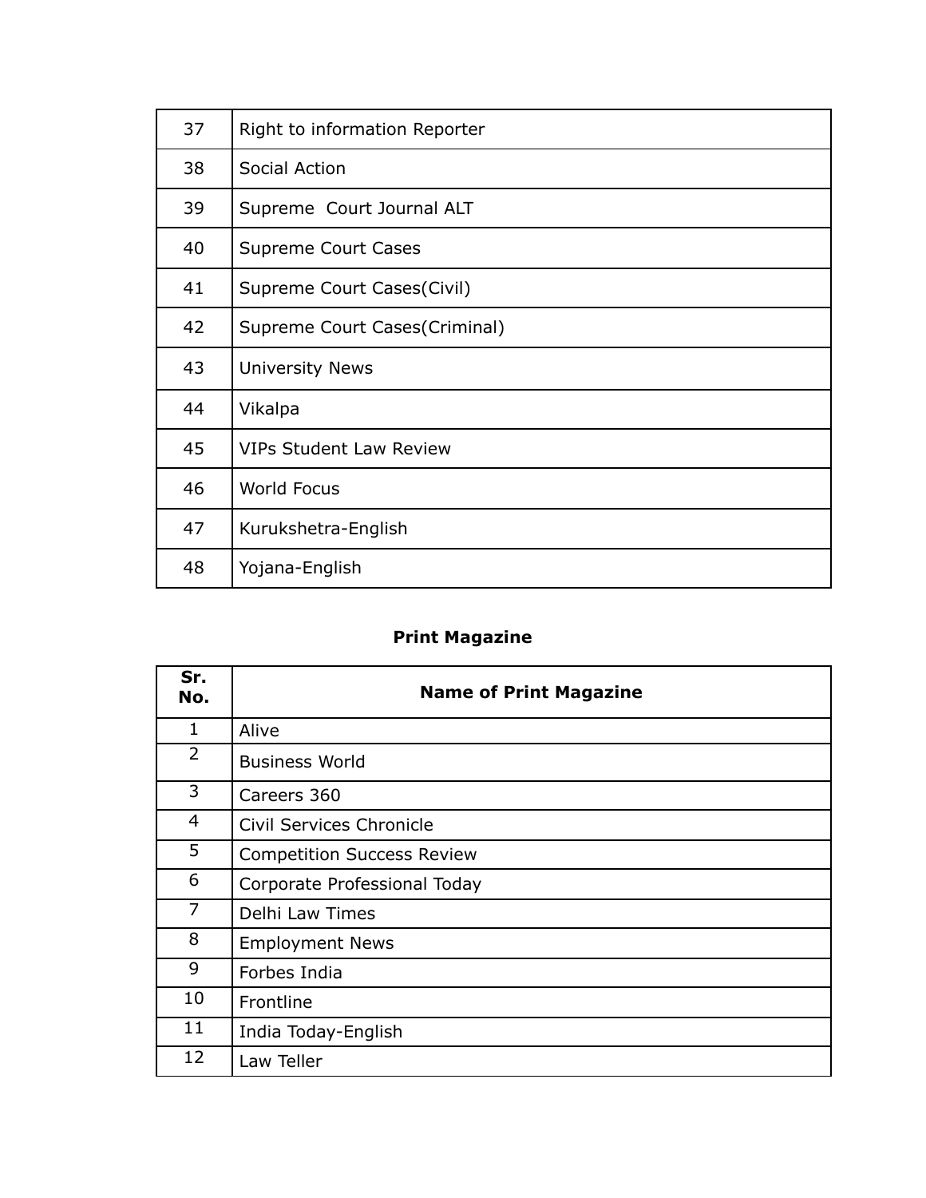| | |
|---|---|
| 37 | Right to information Reporter |
| 38 | Social Action |
| 39 | Supreme  Court Journal ALT |
| 40 | Supreme Court Cases |
| 41 | Supreme Court Cases(Civil) |
| 42 | Supreme Court Cases(Criminal) |
| 43 | University News |
| 44 | Vikalpa |
| 45 | VIPs Student Law Review |
| 46 | World Focus |
| 47 | Kurukshetra-English |
| 48 | Yojana-English |

**Print Magazine**

| Sr. No. | Name of Print Magazine |
|---|---|
| 1 | Alive |
| 2 | Business World |
| 3 | Careers 360 |
| 4 | Civil Services Chronicle |
| 5 | Competition Success Review |
| 6 | Corporate Professional Today |
| 7 | Delhi Law Times |
| 8 | Employment News |
| 9 | Forbes India |
| 10 | Frontline |
| 11 | India Today-English |
| 12 | Law Teller |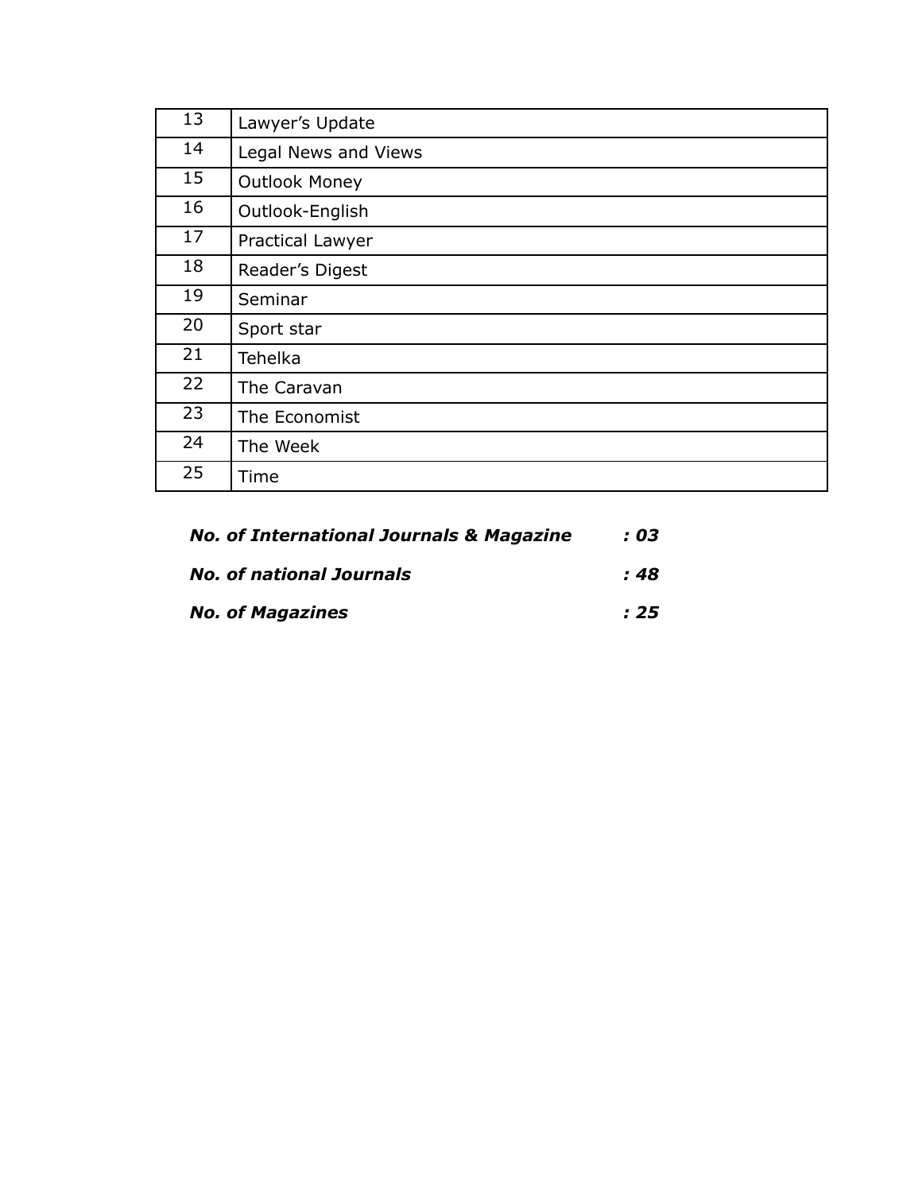| | |
|---|---|
| 13 | Lawyer’s Update |
| 14 | Legal News and Views |
| 15 | Outlook Money |
| 16 | Outlook-English |
| 17 | Practical Lawyer |
| 18 | Reader’s Digest |
| 19 | Seminar |
| 20 | Sport star |
| 21 | Tehelka |
| 22 | The Caravan |
| 23 | The Economist |
| 24 | The Week |
| 25 | Time |

***No. of International Journals & Magazine : 03***

***No. of national Journals : 48***

***No. of Magazines : 25***